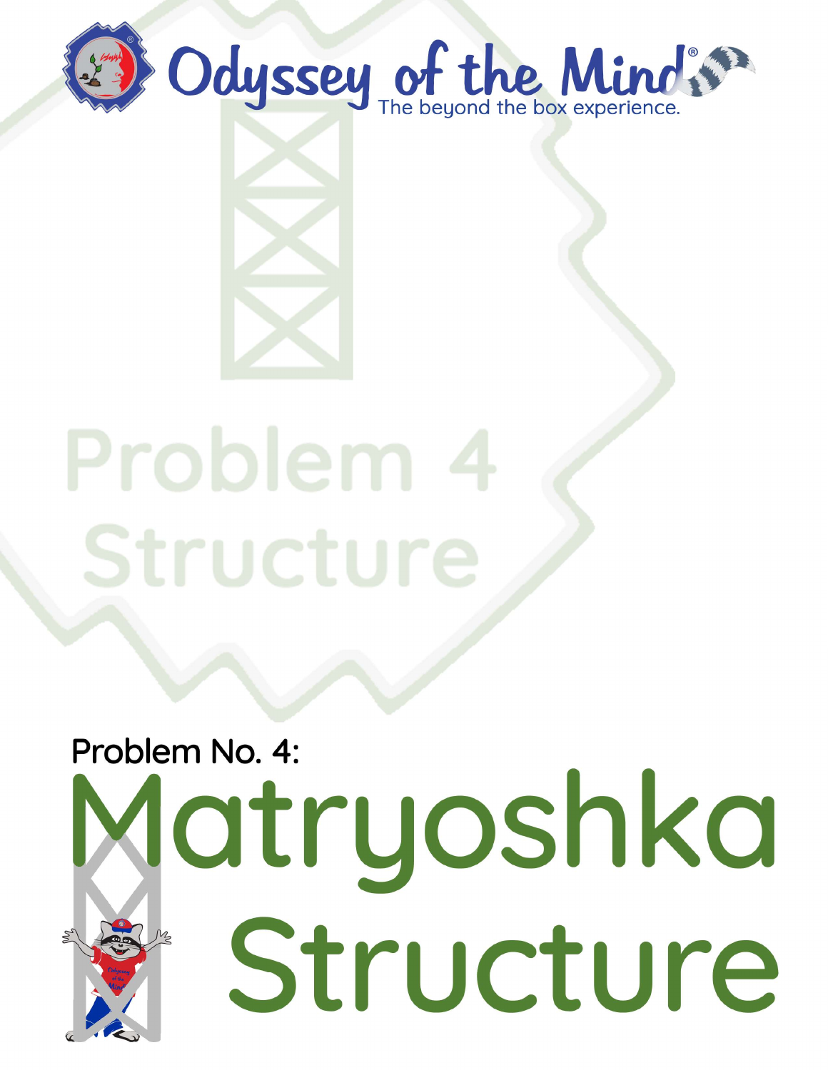Odyssey of the Mind®

The beyond the box experience.

Problem 4

Structure

Problem No. 4:

# Matryoshka Structure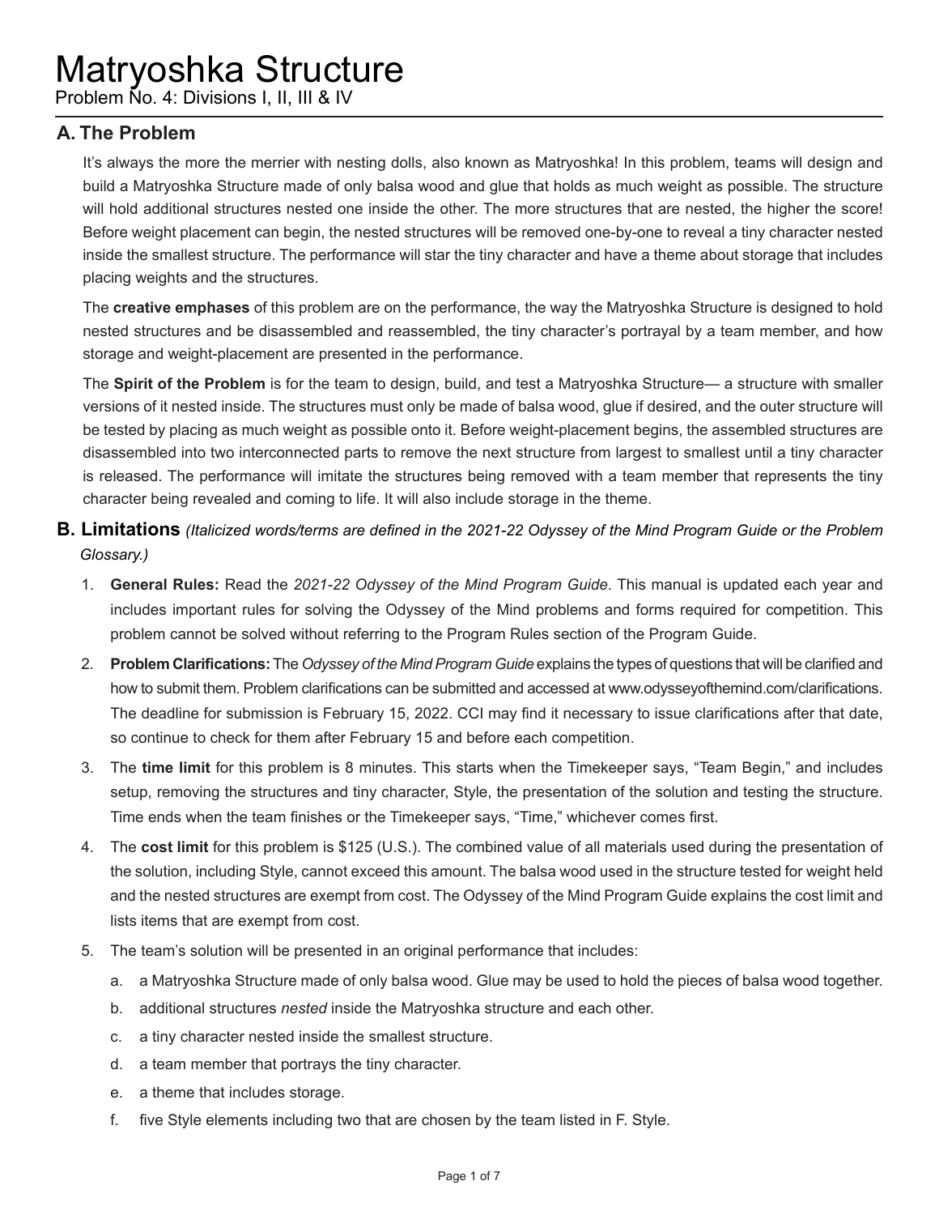// Unreadable content: page appears to be a paywall; output intentionally empty
# Matryoshka Structure

Problem No. 4: Divisions I, II, III & IV

## A. The Problem

It's always the more the merrier with nesting dolls, also known as Matryoshka! In this problem, teams will design and build a Matryoshka Structure made of only balsa wood and glue that holds as much weight as possible. The structure will hold additional structures nested one inside the other. The more structures that are nested, the higher the score! Before weight placement can begin, the nested structures will be removed one-by-one to reveal a tiny character nested inside the smallest structure. The performance will star the tiny character and have a theme about storage that includes placing weights and the structures.

The **creative emphases** of this problem are on the performance, the way the Matryoshka Structure is designed to hold nested structures and be disassembled and reassembled, the tiny character's portrayal by a team member, and how storage and weight-placement are presented in the performance.

The **Spirit of the Problem** is for the team to design, build, and test a Matryoshka Structure— a structure with smaller versions of it nested inside. The structures must only be made of balsa wood, glue if desired, and the outer structure will be tested by placing as much weight as possible onto it. Before weight-placement begins, the assembled structures are disassembled into two interconnected parts to remove the next structure from largest to smallest until a tiny character is released. The performance will imitate the structures being removed with a team member that represents the tiny character being revealed and coming to life. It will also include storage in the theme.

## B. Limitations *(Italicized words/terms are defined in the 2021-22 Odyssey of the Mind Program Guide or the Problem Glossary.)*

1. **General Rules:** Read the *2021-22 Odyssey of the Mind Program Guide*. This manual is updated each year and includes important rules for solving the Odyssey of the Mind problems and forms required for competition. This problem cannot be solved without referring to the Program Rules section of the Program Guide.
2. **Problem Clarifications:** The *Odyssey of the Mind Program Guide* explains the types of questions that will be clarified and how to submit them. Problem clarifications can be submitted and accessed at www.odysseyofthemind.com/clarifications. The deadline for submission is February 15, 2022. CCI may find it necessary to issue clarifications after that date, so continue to check for them after February 15 and before each competition.
3. The **time limit** for this problem is 8 minutes. This starts when the Timekeeper says, "Team Begin," and includes setup, removing the structures and tiny character, Style, the presentation of the solution and testing the structure. Time ends when the team finishes or the Timekeeper says, "Time," whichever comes first.
4. The **cost limit** for this problem is $125 (U.S.). The combined value of all materials used during the presentation of the solution, including Style, cannot exceed this amount. The balsa wood used in the structure tested for weight held and the nested structures are exempt from cost. The Odyssey of the Mind Program Guide explains the cost limit and lists items that are exempt from cost.
5. The team's solution will be presented in an original performance that includes:
   a. a Matryoshka Structure made of only balsa wood. Glue may be used to hold the pieces of balsa wood together.
   b. additional structures *nested* inside the Matryoshka structure and each other.
   c. a tiny character nested inside the smallest structure.
   d. a team member that portrays the tiny character.
   e. a theme that includes storage.
   f. five Style elements including two that are chosen by the team listed in F. Style.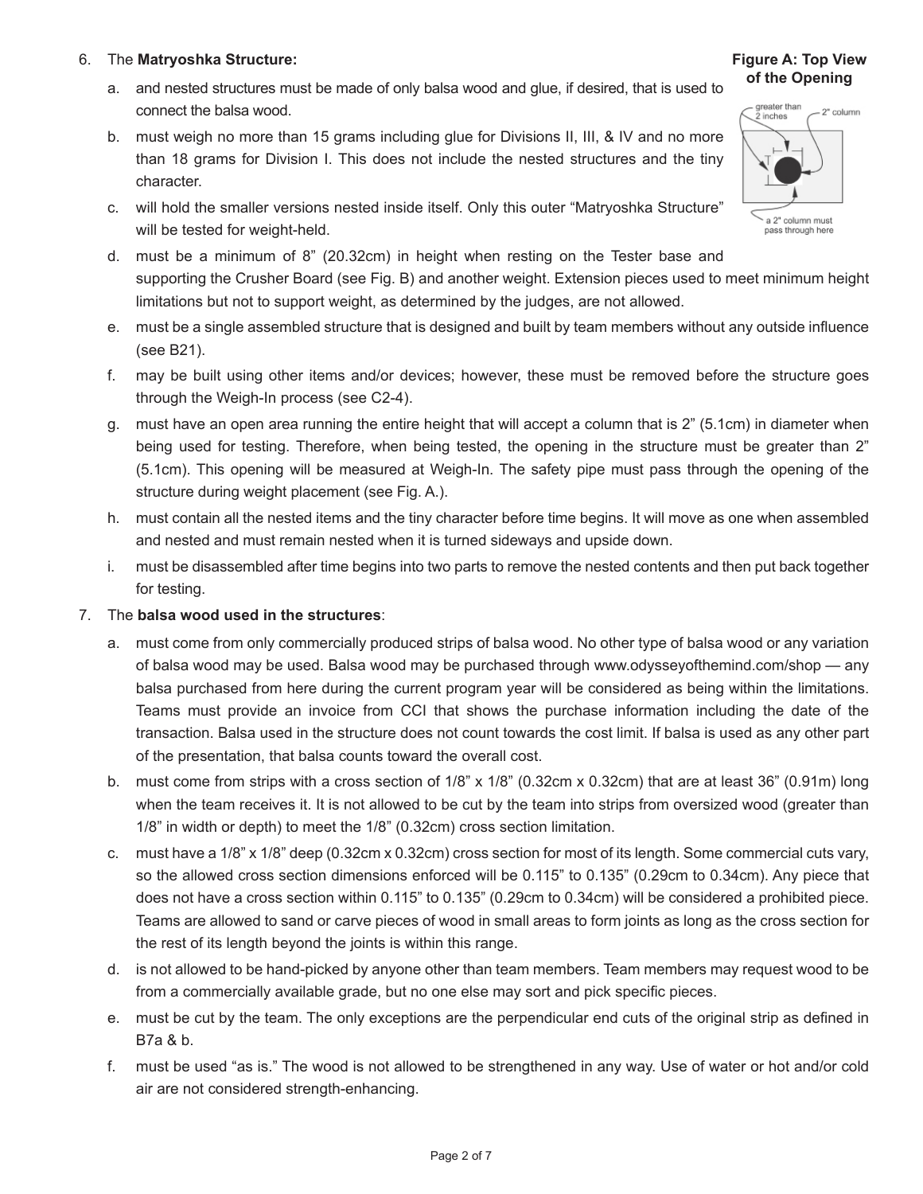6. The **Matryoshka Structure:**

   a. and nested structures must be made of only balsa wood and glue, if desired, that is used to connect the balsa wood.

   b. must weigh no more than 15 grams including glue for Divisions II, III, & IV and no more than 18 grams for Division I. This does not include the nested structures and the tiny character.

   c. will hold the smaller versions nested inside itself. Only this outer "Matryoshka Structure" will be tested for weight-held.

   d. must be a minimum of 8" (20.32cm) in height when resting on the Tester base and supporting the Crusher Board (see Fig. B) and another weight. Extension pieces used to meet minimum height limitations but not to support weight, as determined by the judges, are not allowed.

   e. must be a single assembled structure that is designed and built by team members without any outside influence (see B21).

   f. may be built using other items and/or devices; however, these must be removed before the structure goes through the Weigh-In process (see C2-4).

   g. must have an open area running the entire height that will accept a column that is 2" (5.1cm) in diameter when being used for testing. Therefore, when being tested, the opening in the structure must be greater than 2" (5.1cm). This opening will be measured at Weigh-In. The safety pipe must pass through the opening of the structure during weight placement (see Fig. A.).

   h. must contain all the nested items and the tiny character before time begins. It will move as one when assembled and nested and must remain nested when it is turned sideways and upside down.

   i. must be disassembled after time begins into two parts to remove the nested contents and then put back together for testing.

**Figure A: Top View of the Opening**

greater than 2 inches — 2" column — a 2" column must pass through here

7. The **balsa wood used in the structures**:

   a. must come from only commercially produced strips of balsa wood. No other type of balsa wood or any variation of balsa wood may be used. Balsa wood may be purchased through www.odysseyofthemind.com/shop — any balsa purchased from here during the current program year will be considered as being within the limitations. Teams must provide an invoice from CCI that shows the purchase information including the date of the transaction. Balsa used in the structure does not count towards the cost limit. If balsa is used as any other part of the presentation, that balsa counts toward the overall cost.

   b. must come from strips with a cross section of 1/8" x 1/8" (0.32cm x 0.32cm) that are at least 36" (0.91m) long when the team receives it. It is not allowed to be cut by the team into strips from oversized wood (greater than 1/8" in width or depth) to meet the 1/8" (0.32cm) cross section limitation.

   c. must have a 1/8" x 1/8" deep (0.32cm x 0.32cm) cross section for most of its length. Some commercial cuts vary, so the allowed cross section dimensions enforced will be 0.115" to 0.135" (0.29cm to 0.34cm). Any piece that does not have a cross section within 0.115" to 0.135" (0.29cm to 0.34cm) will be considered a prohibited piece. Teams are allowed to sand or carve pieces of wood in small areas to form joints as long as the cross section for the rest of its length beyond the joints is within this range.

   d. is not allowed to be hand-picked by anyone other than team members. Team members may request wood to be from a commercially available grade, but no one else may sort and pick specific pieces.

   e. must be cut by the team. The only exceptions are the perpendicular end cuts of the original strip as defined in B7a & b.

   f. must be used "as is." The wood is not allowed to be strengthened in any way. Use of water or hot and/or cold air are not considered strength-enhancing.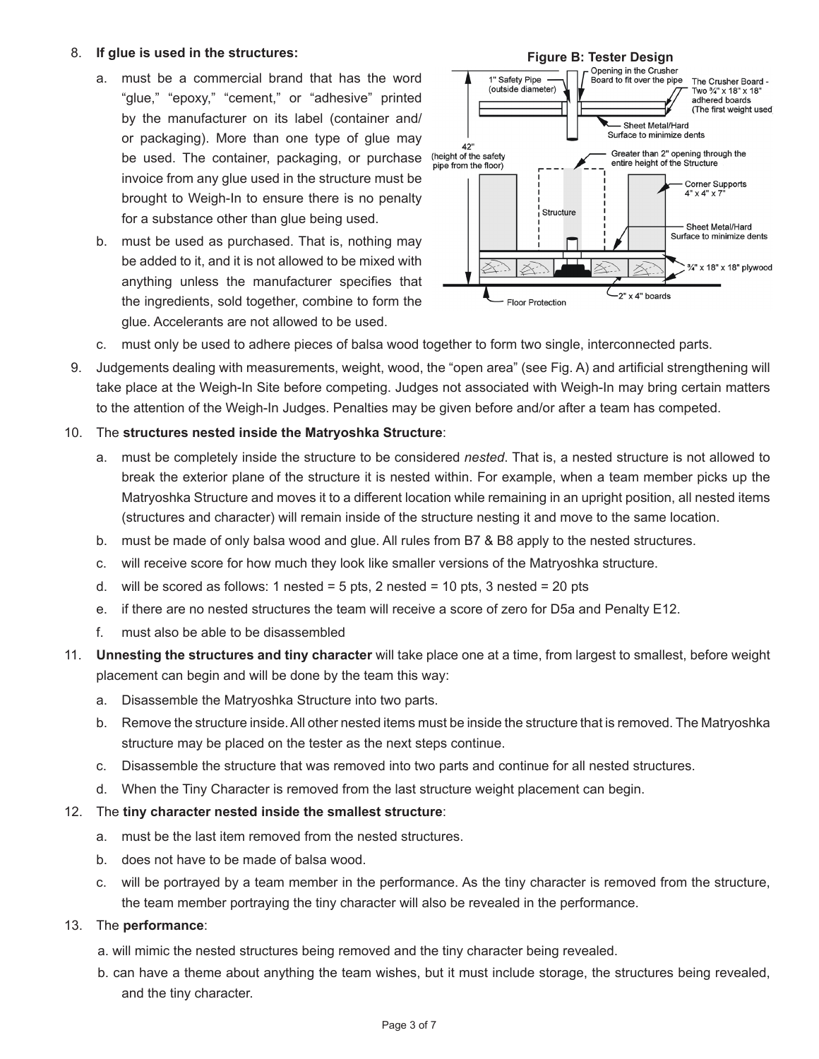8. **If glue is used in the structures:**

   a. must be a commercial brand that has the word "glue," "epoxy," "cement," or "adhesive" printed by the manufacturer on its label (container and/or packaging). More than one type of glue may be used. The container, packaging, or purchase invoice from any glue used in the structure must be brought to Weigh-In to ensure there is no penalty for a substance other than glue being used.

   b. must be used as purchased. That is, nothing may be added to it, and it is not allowed to be mixed with anything unless the manufacturer specifies that the ingredients, sold together, combine to form the glue. Accelerants are not allowed to be used.

   c. must only be used to adhere pieces of balsa wood together to form two single, interconnected parts.

**Figure B: Tester Design**

9. Judgements dealing with measurements, weight, wood, the "open area" (see Fig. A) and artificial strengthening will take place at the Weigh-In Site before competing. Judges not associated with Weigh-In may bring certain matters to the attention of the Weigh-In Judges. Penalties may be given before and/or after a team has competed.

10. The **structures nested inside the Matryoshka Structure**:

    a. must be completely inside the structure to be considered *nested*. That is, a nested structure is not allowed to break the exterior plane of the structure it is nested within. For example, when a team member picks up the Matryoshka Structure and moves it to a different location while remaining in an upright position, all nested items (structures and character) will remain inside of the structure nesting it and move to the same location.

    b. must be made of only balsa wood and glue. All rules from B7 & B8 apply to the nested structures.

    c. will receive score for how much they look like smaller versions of the Matryoshka structure.

    d. will be scored as follows: 1 nested = 5 pts, 2 nested = 10 pts, 3 nested = 20 pts

    e. if there are no nested structures the team will receive a score of zero for D5a and Penalty E12.

    f. must also be able to be disassembled

11. **Unnesting the structures and tiny character** will take place one at a time, from largest to smallest, before weight placement can begin and will be done by the team this way:

    a. Disassemble the Matryoshka Structure into two parts.

    b. Remove the structure inside. All other nested items must be inside the structure that is removed. The Matryoshka structure may be placed on the tester as the next steps continue.

    c. Disassemble the structure that was removed into two parts and continue for all nested structures.

    d. When the Tiny Character is removed from the last structure weight placement can begin.

12. The **tiny character nested inside the smallest structure**:

    a. must be the last item removed from the nested structures.

    b. does not have to be made of balsa wood.

    c. will be portrayed by a team member in the performance. As the tiny character is removed from the structure, the team member portraying the tiny character will also be revealed in the performance.

13. The **performance**:

    a. will mimic the nested structures being removed and the tiny character being revealed.

    b. can have a theme about anything the team wishes, but it must include storage, the structures being revealed, and the tiny character.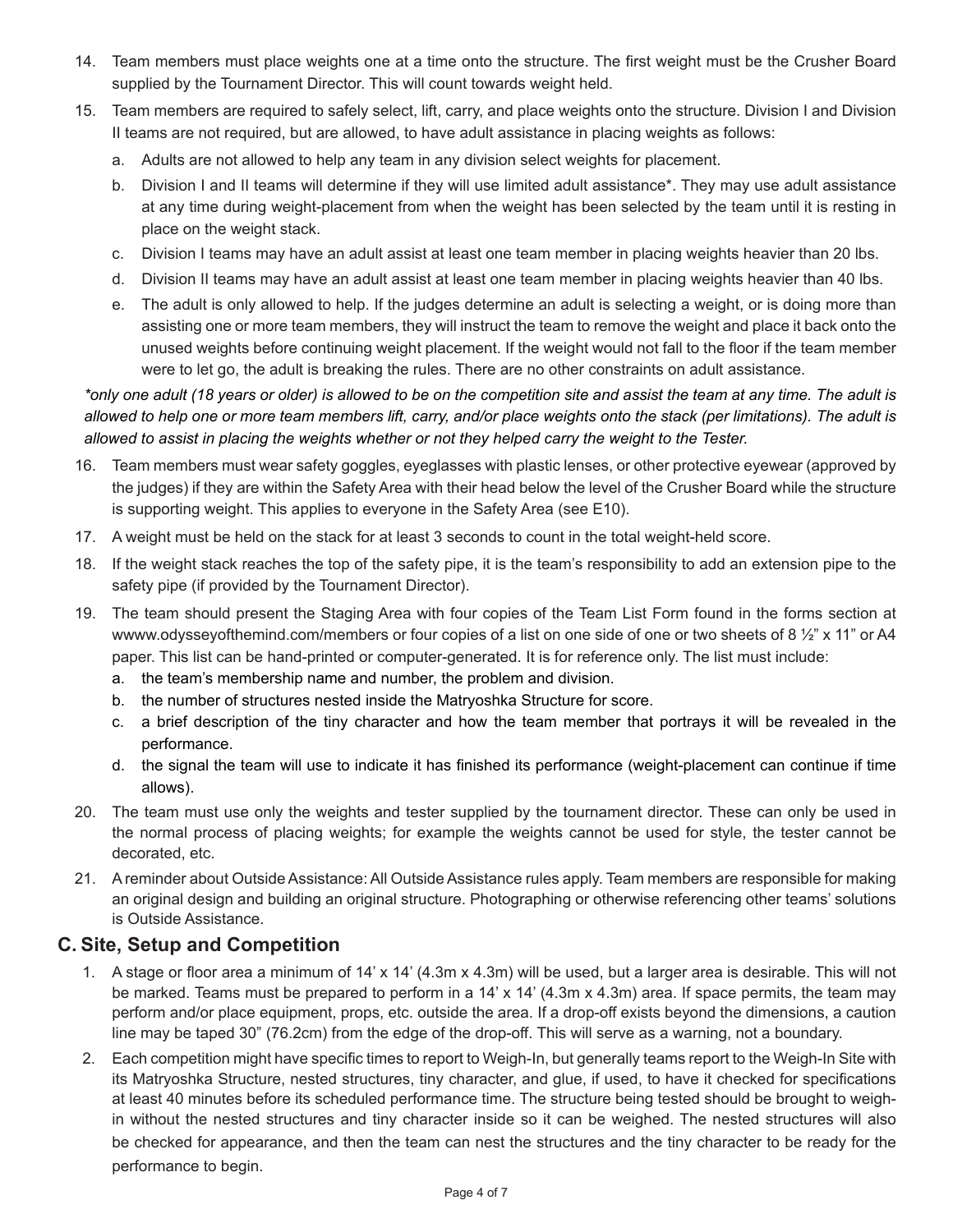14. Team members must place weights one at a time onto the structure. The first weight must be the Crusher Board supplied by the Tournament Director. This will count towards weight held.

15. Team members are required to safely select, lift, carry, and place weights onto the structure. Division I and Division II teams are not required, but are allowed, to have adult assistance in placing weights as follows:

    a. Adults are not allowed to help any team in any division select weights for placement.

    b. Division I and II teams will determine if they will use limited adult assistance*. They may use adult assistance at any time during weight-placement from when the weight has been selected by the team until it is resting in place on the weight stack.

    c. Division I teams may have an adult assist at least one team member in placing weights heavier than 20 lbs.

    d. Division II teams may have an adult assist at least one team member in placing weights heavier than 40 lbs.

    e. The adult is only allowed to help. If the judges determine an adult is selecting a weight, or is doing more than assisting one or more team members, they will instruct the team to remove the weight and place it back onto the unused weights before continuing weight placement. If the weight would not fall to the floor if the team member were to let go, the adult is breaking the rules. There are no other constraints on adult assistance.

*\*only one adult (18 years or older) is allowed to be on the competition site and assist the team at any time. The adult is allowed to help one or more team members lift, carry, and/or place weights onto the stack (per limitations). The adult is allowed to assist in placing the weights whether or not they helped carry the weight to the Tester.*

16. Team members must wear safety goggles, eyeglasses with plastic lenses, or other protective eyewear (approved by the judges) if they are within the Safety Area with their head below the level of the Crusher Board while the structure is supporting weight. This applies to everyone in the Safety Area (see E10).

17. A weight must be held on the stack for at least 3 seconds to count in the total weight-held score.

18. If the weight stack reaches the top of the safety pipe, it is the team's responsibility to add an extension pipe to the safety pipe (if provided by the Tournament Director).

19. The team should present the Staging Area with four copies of the Team List Form found in the forms section at wwww.odysseyofthemind.com/members or four copies of a list on one side of one or two sheets of 8 ½" x 11" or A4 paper. This list can be hand-printed or computer-generated. It is for reference only. The list must include:

    a. the team's membership name and number, the problem and division.

    b. the number of structures nested inside the Matryoshka Structure for score.

    c. a brief description of the tiny character and how the team member that portrays it will be revealed in the performance.

    d. the signal the team will use to indicate it has finished its performance (weight-placement can continue if time allows).

20. The team must use only the weights and tester supplied by the tournament director. These can only be used in the normal process of placing weights; for example the weights cannot be used for style, the tester cannot be decorated, etc.

21. A reminder about Outside Assistance: All Outside Assistance rules apply. Team members are responsible for making an original design and building an original structure. Photographing or otherwise referencing other teams' solutions is Outside Assistance.

## C. Site, Setup and Competition

1. A stage or floor area a minimum of 14' x 14' (4.3m x 4.3m) will be used, but a larger area is desirable. This will not be marked. Teams must be prepared to perform in a 14' x 14' (4.3m x 4.3m) area. If space permits, the team may perform and/or place equipment, props, etc. outside the area. If a drop-off exists beyond the dimensions, a caution line may be taped 30" (76.2cm) from the edge of the drop-off. This will serve as a warning, not a boundary.

2. Each competition might have specific times to report to Weigh-In, but generally teams report to the Weigh-In Site with its Matryoshka Structure, nested structures, tiny character, and glue, if used, to have it checked for specifications at least 40 minutes before its scheduled performance time. The structure being tested should be brought to weigh-in without the nested structures and tiny character inside so it can be weighed. The nested structures will also be checked for appearance, and then the team can nest the structures and the tiny character to be ready for the performance to begin.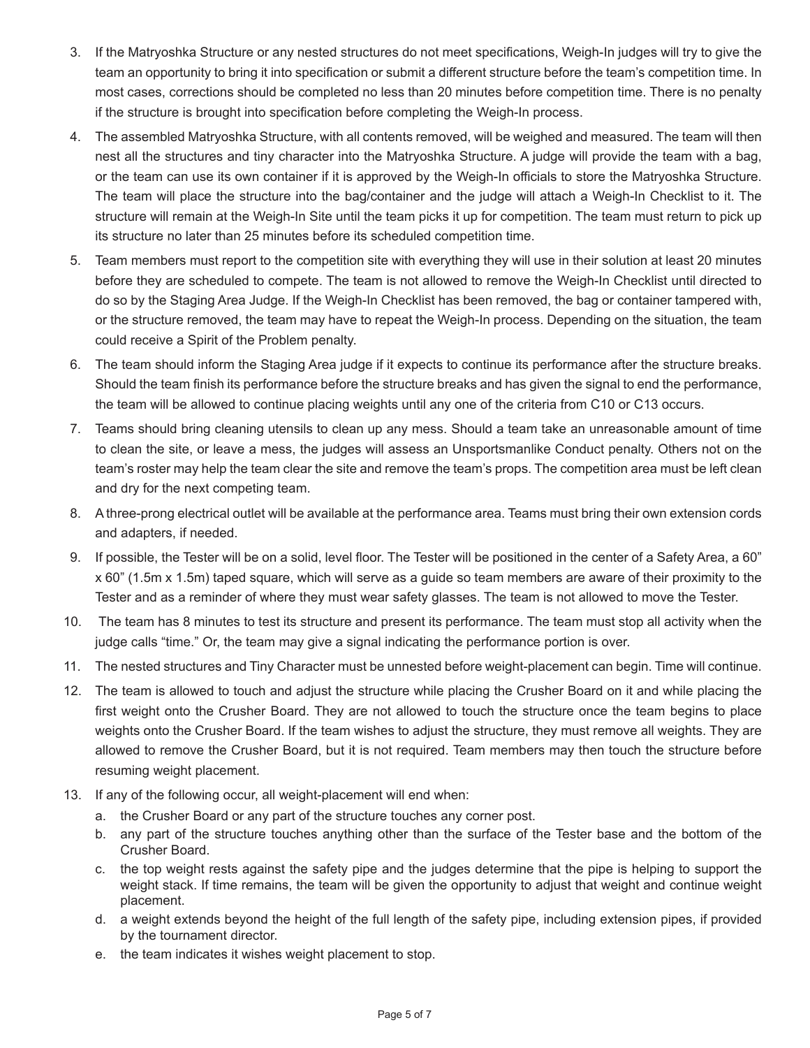3. If the Matryoshka Structure or any nested structures do not meet specifications, Weigh-In judges will try to give the team an opportunity to bring it into specification or submit a different structure before the team's competition time. In most cases, corrections should be completed no less than 20 minutes before competition time. There is no penalty if the structure is brought into specification before completing the Weigh-In process.
4. The assembled Matryoshka Structure, with all contents removed, will be weighed and measured. The team will then nest all the structures and tiny character into the Matryoshka Structure. A judge will provide the team with a bag, or the team can use its own container if it is approved by the Weigh-In officials to store the Matryoshka Structure. The team will place the structure into the bag/container and the judge will attach a Weigh-In Checklist to it. The structure will remain at the Weigh-In Site until the team picks it up for competition. The team must return to pick up its structure no later than 25 minutes before its scheduled competition time.
5. Team members must report to the competition site with everything they will use in their solution at least 20 minutes before they are scheduled to compete. The team is not allowed to remove the Weigh-In Checklist until directed to do so by the Staging Area Judge. If the Weigh-In Checklist has been removed, the bag or container tampered with, or the structure removed, the team may have to repeat the Weigh-In process. Depending on the situation, the team could receive a Spirit of the Problem penalty.
6. The team should inform the Staging Area judge if it expects to continue its performance after the structure breaks. Should the team finish its performance before the structure breaks and has given the signal to end the performance, the team will be allowed to continue placing weights until any one of the criteria from C10 or C13 occurs.
7. Teams should bring cleaning utensils to clean up any mess. Should a team take an unreasonable amount of time to clean the site, or leave a mess, the judges will assess an Unsportsmanlike Conduct penalty. Others not on the team's roster may help the team clear the site and remove the team's props. The competition area must be left clean and dry for the next competing team.
8. A three-prong electrical outlet will be available at the performance area. Teams must bring their own extension cords and adapters, if needed.
9. If possible, the Tester will be on a solid, level floor. The Tester will be positioned in the center of a Safety Area, a 60" x 60" (1.5m x 1.5m) taped square, which will serve as a guide so team members are aware of their proximity to the Tester and as a reminder of where they must wear safety glasses. The team is not allowed to move the Tester.
10. The team has 8 minutes to test its structure and present its performance. The team must stop all activity when the judge calls "time." Or, the team may give a signal indicating the performance portion is over.
11. The nested structures and Tiny Character must be unnested before weight-placement can begin. Time will continue.
12. The team is allowed to touch and adjust the structure while placing the Crusher Board on it and while placing the first weight onto the Crusher Board. They are not allowed to touch the structure once the team begins to place weights onto the Crusher Board. If the team wishes to adjust the structure, they must remove all weights. They are allowed to remove the Crusher Board, but it is not required. Team members may then touch the structure before resuming weight placement.
13. If any of the following occur, all weight-placement will end when:
    a. the Crusher Board or any part of the structure touches any corner post.
    b. any part of the structure touches anything other than the surface of the Tester base and the bottom of the Crusher Board.
    c. the top weight rests against the safety pipe and the judges determine that the pipe is helping to support the weight stack. If time remains, the team will be given the opportunity to adjust that weight and continue weight placement.
    d. a weight extends beyond the height of the full length of the safety pipe, including extension pipes, if provided by the tournament director.
    e. the team indicates it wishes weight placement to stop.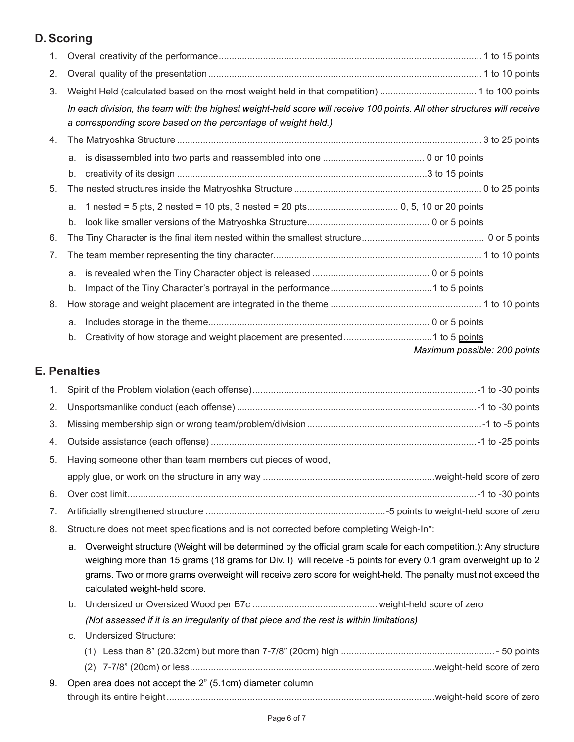## D. Scoring

1. Overall creativity of the performance .......... 1 to 15 points
2. Overall quality of the presentation .......... 1 to 10 points
3. Weight Held (calculated based on the most weight held in that competition) .......... 1 to 100 points

   *In each division, the team with the highest weight-held score will receive 100 points. All other structures will receive a corresponding score based on the percentage of weight held.)*
4. The Matryoshka Structure .......... 3 to 25 points
   a. is disassembled into two parts and reassembled into one .......... 0 or 10 points
   b. creativity of its design .......... 3 to 15 points
5. The nested structures inside the Matryoshka Structure .......... 0 to 25 points
   a. 1 nested = 5 pts, 2 nested = 10 pts, 3 nested = 20 pts .......... 0, 5, 10 or 20 points
   b. look like smaller versions of the Matryoshka Structure .......... 0 or 5 points
6. The Tiny Character is the final item nested within the smallest structure .......... 0 or 5 points
7. The team member representing the tiny character .......... 1 to 10 points
   a. is revealed when the Tiny Character object is released .......... 0 or 5 points
   b. Impact of the Tiny Character's portrayal in the performance .......... 1 to 5 points
8. How storage and weight placement are integrated in the theme .......... 1 to 10 points
   a. Includes storage in the theme .......... 0 or 5 points
   b. Creativity of how storage and weight placement are presented .......... 1 to 5 points

*Maximum possible: 200 points*

## E. Penalties

1. Spirit of the Problem violation (each offense) .......... -1 to -30 points
2. Unsportsmanlike conduct (each offense) .......... -1 to -30 points
3. Missing membership sign or wrong team/problem/division .......... -1 to -5 points
4. Outside assistance (each offense) .......... -1 to -25 points
5. Having someone other than team members cut pieces of wood, apply glue, or work on the structure in any way .......... weight-held score of zero
6. Over cost limit .......... -1 to -30 points
7. Artificially strengthened structure .......... -5 points to weight-held score of zero
8. Structure does not meet specifications and is not corrected before completing Weigh-In*:
   a. Overweight structure (Weight will be determined by the official gram scale for each competition.): Any structure weighing more than 15 grams (18 grams for Div. I) will receive -5 points for every 0.1 gram overweight up to 2 grams. Two or more grams overweight will receive zero score for weight-held. The penalty must not exceed the calculated weight-held score.
   b. Undersized or Oversized Wood per B7c .......... weight-held score of zero

      *(Not assessed if it is an irregularity of that piece and the rest is within limitations)*
   c. Undersized Structure:
      (1) Less than 8" (20.32cm) but more than 7-7/8" (20cm) high .......... - 50 points
      (2) 7-7/8" (20cm) or less .......... weight-held score of zero
9. Open area does not accept the 2" (5.1cm) diameter column through its entire height .......... weight-held score of zero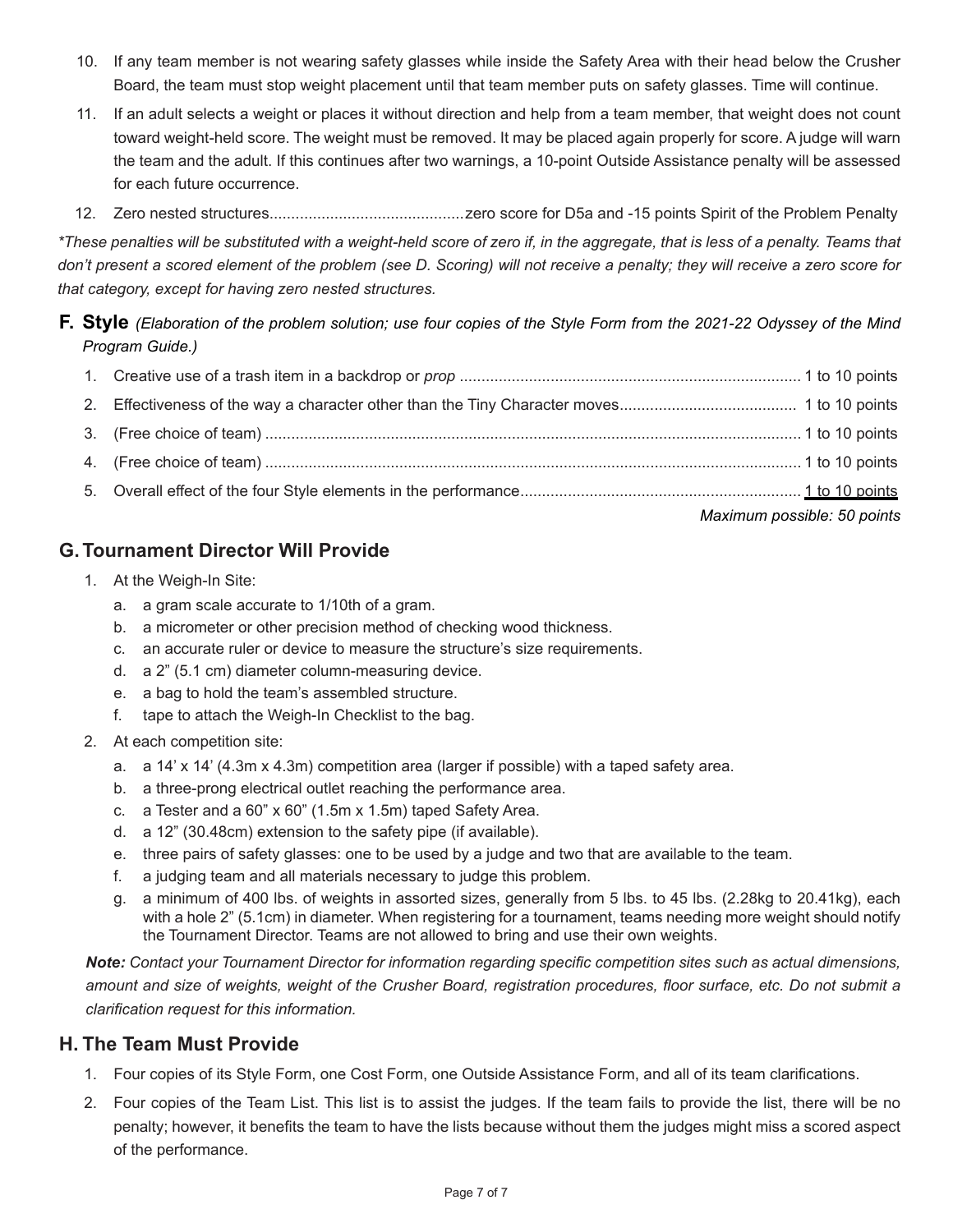10. If any team member is not wearing safety glasses while inside the Safety Area with their head below the Crusher Board, the team must stop weight placement until that team member puts on safety glasses. Time will continue.
11. If an adult selects a weight or places it without direction and help from a team member, that weight does not count toward weight-held score. The weight must be removed. It may be placed again properly for score. A judge will warn the team and the adult. If this continues after two warnings, a 10-point Outside Assistance penalty will be assessed for each future occurrence.
12. Zero nested structures............................................zero score for D5a and -15 points Spirit of the Problem Penalty

*\*These penalties will be substituted with a weight-held score of zero if, in the aggregate, that is less of a penalty. Teams that don't present a scored element of the problem (see D. Scoring) will not receive a penalty; they will receive a zero score for that category, except for having zero nested structures.*

## F. Style *(Elaboration of the problem solution; use four copies of the Style Form from the 2021-22 Odyssey of the Mind Program Guide.)*

1. Creative use of a trash item in a backdrop or *prop* .............................................................................. 1 to 10 points
2. Effectiveness of the way a character other than the Tiny Character moves......................................... 1 to 10 points
3. (Free choice of team) .......................................................................................................................... 1 to 10 points
4. (Free choice of team) .......................................................................................................................... 1 to 10 points
5. Overall effect of the four Style elements in the performance................................................................ 1 to 10 points

*Maximum possible: 50 points*

## G. Tournament Director Will Provide

1. At the Weigh-In Site:
   a. a gram scale accurate to 1/10th of a gram.
   b. a micrometer or other precision method of checking wood thickness.
   c. an accurate ruler or device to measure the structure's size requirements.
   d. a 2" (5.1 cm) diameter column-measuring device.
   e. a bag to hold the team's assembled structure.
   f. tape to attach the Weigh-In Checklist to the bag.
2. At each competition site:
   a. a 14' x 14' (4.3m x 4.3m) competition area (larger if possible) with a taped safety area.
   b. a three-prong electrical outlet reaching the performance area.
   c. a Tester and a 60" x 60" (1.5m x 1.5m) taped Safety Area.
   d. a 12" (30.48cm) extension to the safety pipe (if available).
   e. three pairs of safety glasses: one to be used by a judge and two that are available to the team.
   f. a judging team and all materials necessary to judge this problem.
   g. a minimum of 400 lbs. of weights in assorted sizes, generally from 5 lbs. to 45 lbs. (2.28kg to 20.41kg), each with a hole 2" (5.1cm) in diameter. When registering for a tournament, teams needing more weight should notify the Tournament Director. Teams are not allowed to bring and use their own weights.

***Note:*** *Contact your Tournament Director for information regarding specific competition sites such as actual dimensions, amount and size of weights, weight of the Crusher Board, registration procedures, floor surface, etc. Do not submit a clarification request for this information.*

## H. The Team Must Provide

1. Four copies of its Style Form, one Cost Form, one Outside Assistance Form, and all of its team clarifications.
2. Four copies of the Team List. This list is to assist the judges. If the team fails to provide the list, there will be no penalty; however, it benefits the team to have the lists because without them the judges might miss a scored aspect of the performance.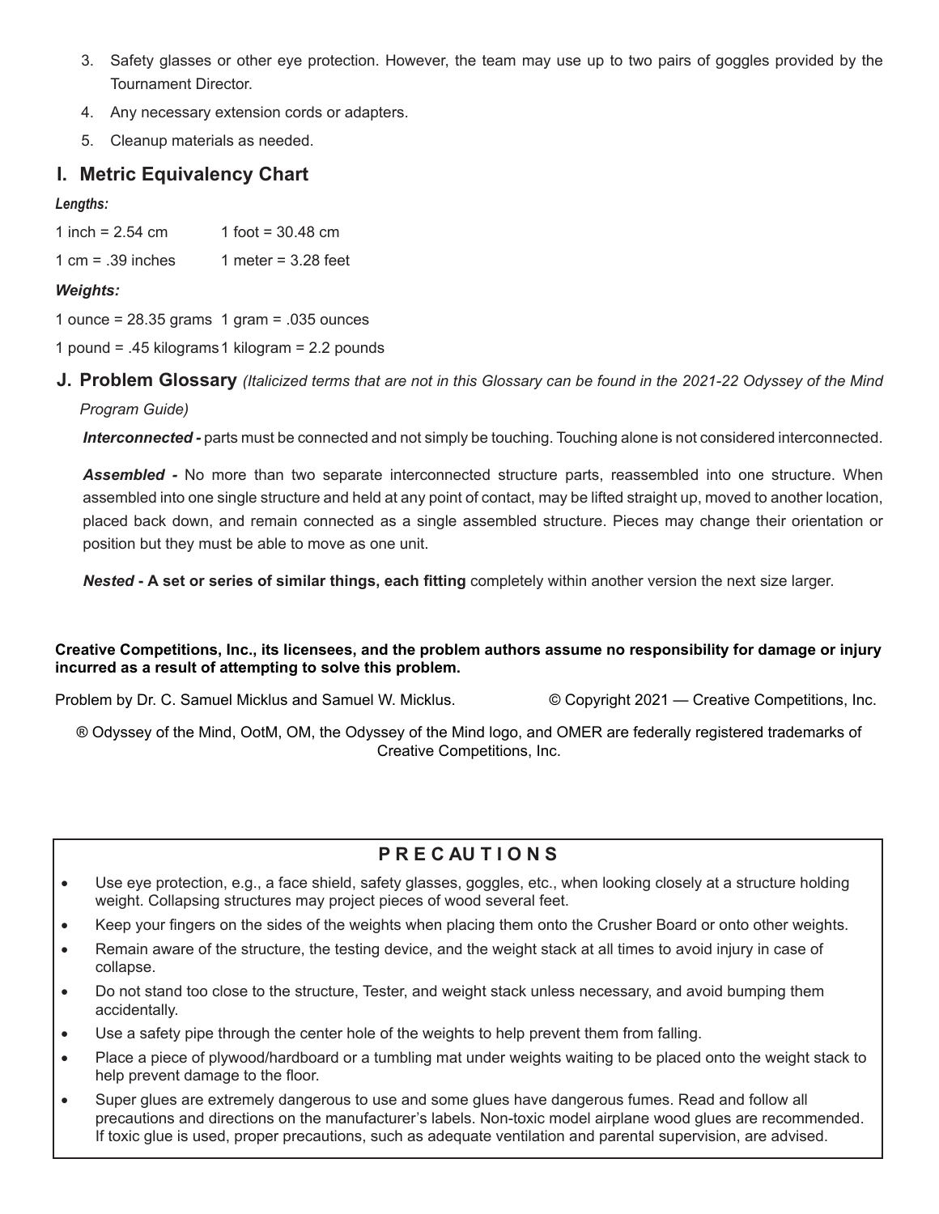3. Safety glasses or other eye protection. However, the team may use up to two pairs of goggles provided by the Tournament Director.
4. Any necessary extension cords or adapters.
5. Cleanup materials as needed.

## I. Metric Equivalency Chart

***Lengths:***

| | |
|---|---|
| 1 inch = 2.54 cm | 1 foot = 30.48 cm |
| 1 cm = .39 inches | 1 meter = 3.28 feet |

***Weights:***

| | |
|---|---|
| 1 ounce = 28.35 grams | 1 gram = .035 ounces |
| 1 pound = .45 kilograms | 1 kilogram = 2.2 pounds |

## J. Problem Glossary *(Italicized terms that are not in this Glossary can be found in the 2021-22 Odyssey of the Mind Program Guide)*

***Interconnected -*** parts must be connected and not simply be touching. Touching alone is not considered interconnected.

***Assembled -*** No more than two separate interconnected structure parts, reassembled into one structure. When assembled into one single structure and held at any point of contact, may be lifted straight up, moved to another location, placed back down, and remain connected as a single assembled structure. Pieces may change their orientation or position but they must be able to move as one unit.

***Nested*** **- A set or series of similar things, each fitting** completely within another version the next size larger.

**Creative Competitions, Inc., its licensees, and the problem authors assume no responsibility for damage or injury incurred as a result of attempting to solve this problem.**

Problem by Dr. C. Samuel Micklus and Samuel W. Micklus. © Copyright 2021 — Creative Competitions, Inc.

® Odyssey of the Mind, OotM, OM, the Odyssey of the Mind logo, and OMER are federally registered trademarks of Creative Competitions, Inc.

### P R E C AU T I O N S

- Use eye protection, e.g., a face shield, safety glasses, goggles, etc., when looking closely at a structure holding weight. Collapsing structures may project pieces of wood several feet.
- Keep your fingers on the sides of the weights when placing them onto the Crusher Board or onto other weights.
- Remain aware of the structure, the testing device, and the weight stack at all times to avoid injury in case of collapse.
- Do not stand too close to the structure, Tester, and weight stack unless necessary, and avoid bumping them accidentally.
- Use a safety pipe through the center hole of the weights to help prevent them from falling.
- Place a piece of plywood/hardboard or a tumbling mat under weights waiting to be placed onto the weight stack to help prevent damage to the floor.
- Super glues are extremely dangerous to use and some glues have dangerous fumes. Read and follow all precautions and directions on the manufacturer's labels. Non-toxic model airplane wood glues are recommended. If toxic glue is used, proper precautions, such as adequate ventilation and parental supervision, are advised.